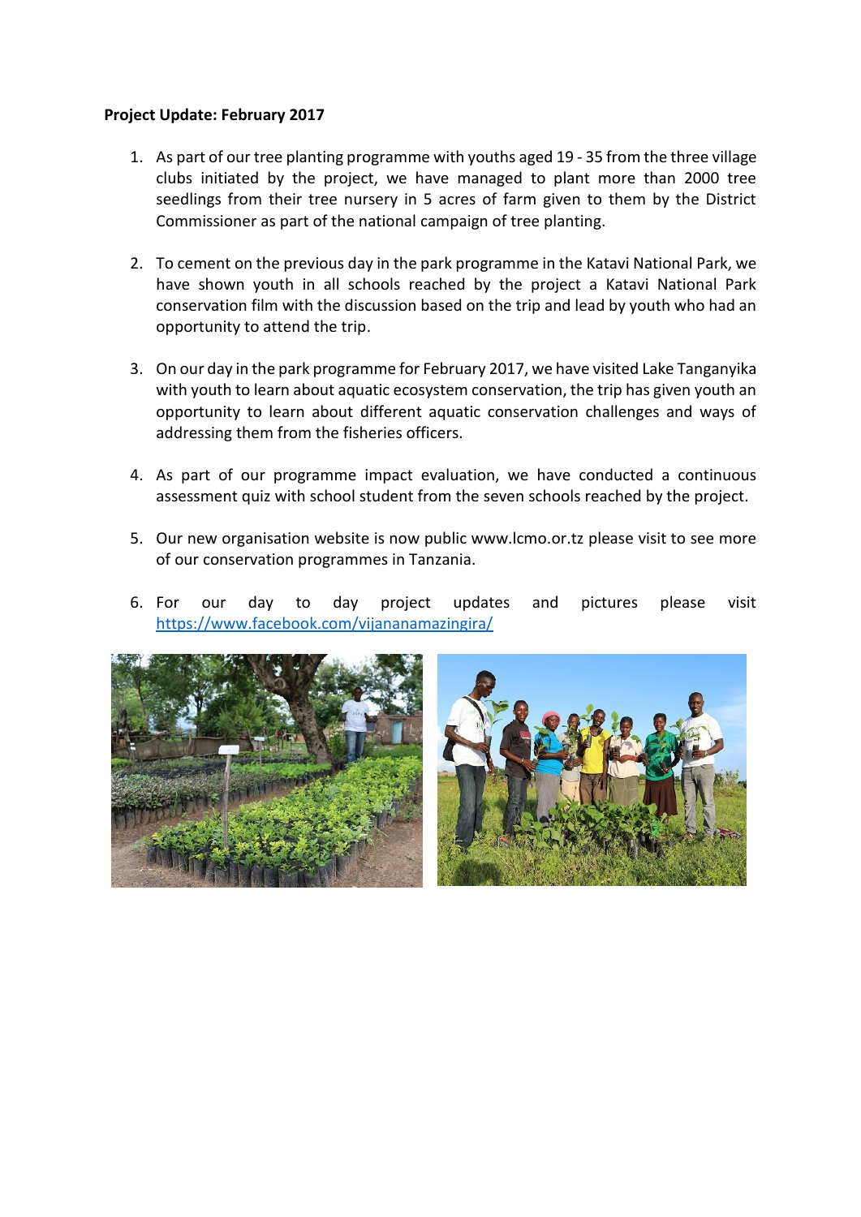**Project Update: February 2017**

1. As part of our tree planting programme with youths aged 19 - 35 from the three village clubs initiated by the project, we have managed to plant more than 2000 tree seedlings from their tree nursery in 5 acres of farm given to them by the District Commissioner as part of the national campaign of tree planting.

2. To cement on the previous day in the park programme in the Katavi National Park, we have shown youth in all schools reached by the project a Katavi National Park conservation film with the discussion based on the trip and lead by youth who had an opportunity to attend the trip.

3. On our day in the park programme for February 2017, we have visited Lake Tanganyika with youth to learn about aquatic ecosystem conservation, the trip has given youth an opportunity to learn about different aquatic conservation challenges and ways of addressing them from the fisheries officers.

4. As part of our programme impact evaluation, we have conducted a continuous assessment quiz with school student from the seven schools reached by the project.

5. Our new organisation website is now public www.lcmo.or.tz please visit to see more of our conservation programmes in Tanzania.

6. For our day to day project updates and pictures please visit [https://www.facebook.com/vijananamazingira/](https://www.facebook.com/vijananamazingira/)